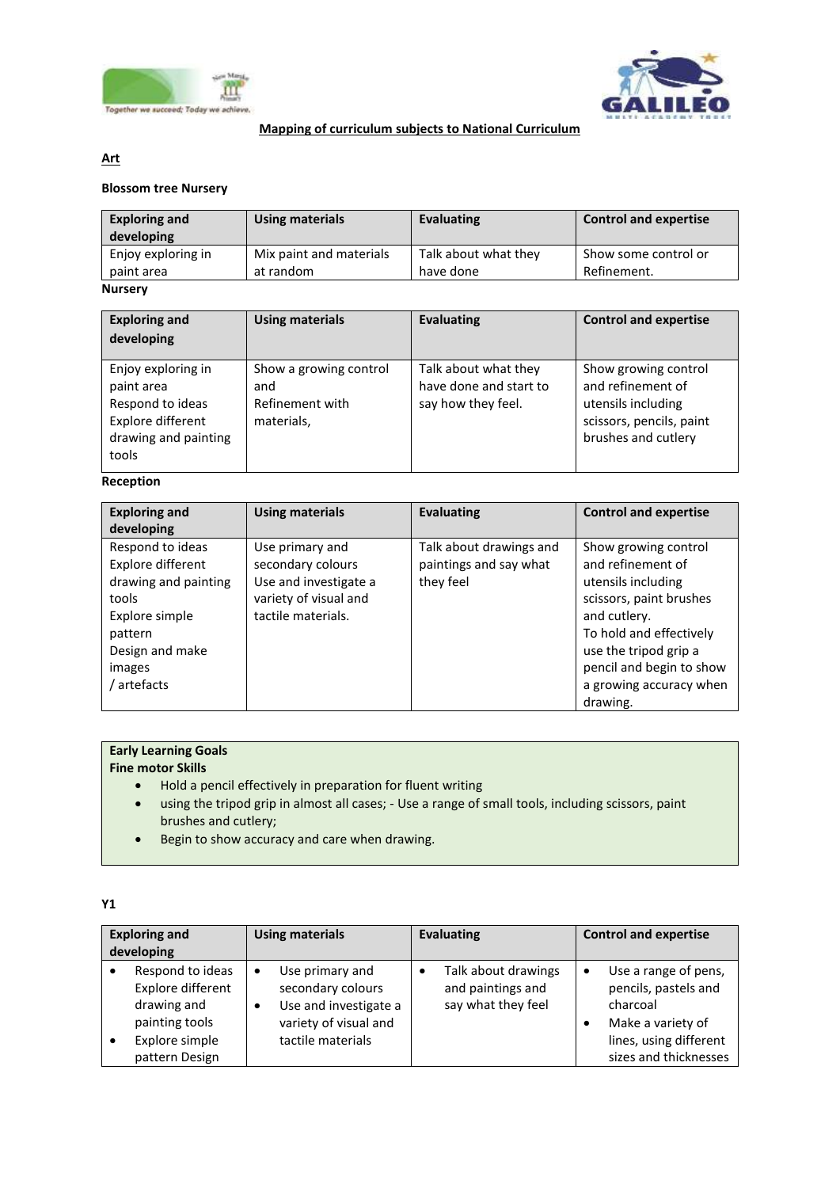## Mapping of curriculum subjects to National Curriculum

### Art

**Blossom tree Nursery**

| Exploring and developing | Using materials | Evaluating | Control and expertise |
|---|---|---|---|
| Enjoy exploring in paint area | Mix paint and materials at random | Talk about what they have done | Show some control or Refinement. |

**Nursery**

| Exploring and developing | Using materials | Evaluating | Control and expertise |
|---|---|---|---|
| Enjoy exploring in paint area<br>Respond to ideas<br>Explore different drawing and painting tools | Show a growing control and<br>Refinement with materials, | Talk about what they have done and start to say how they feel. | Show growing control and refinement of utensils including scissors, pencils, paint brushes and cutlery |

**Reception**

| Exploring and developing | Using materials | Evaluating | Control and expertise |
|---|---|---|---|
| Respond to ideas<br>Explore different drawing and painting tools<br>Explore simple pattern<br>Design and make images<br>/ artefacts | Use primary and secondary colours<br>Use and investigate a variety of visual and tactile materials. | Talk about drawings and paintings and say what they feel | Show growing control and refinement of utensils including scissors, paint brushes and cutlery.<br>To hold and effectively use the tripod grip a pencil and begin to show a growing accuracy when drawing. |

**Early Learning Goals**
**Fine motor Skills**

- Hold a pencil effectively in preparation for fluent writing
- using the tripod grip in almost all cases; - Use a range of small tools, including scissors, paint brushes and cutlery;
- Begin to show accuracy and care when drawing.

**Y1**

| Exploring and developing | Using materials | Evaluating | Control and expertise |
|---|---|---|---|
| • Respond to ideas Explore different drawing and painting tools<br>• Explore simple pattern Design | • Use primary and secondary colours<br>• Use and investigate a variety of visual and tactile materials | • Talk about drawings and paintings and say what they feel | • Use a range of pens, pencils, pastels and charcoal<br>• Make a variety of lines, using different sizes and thicknesses |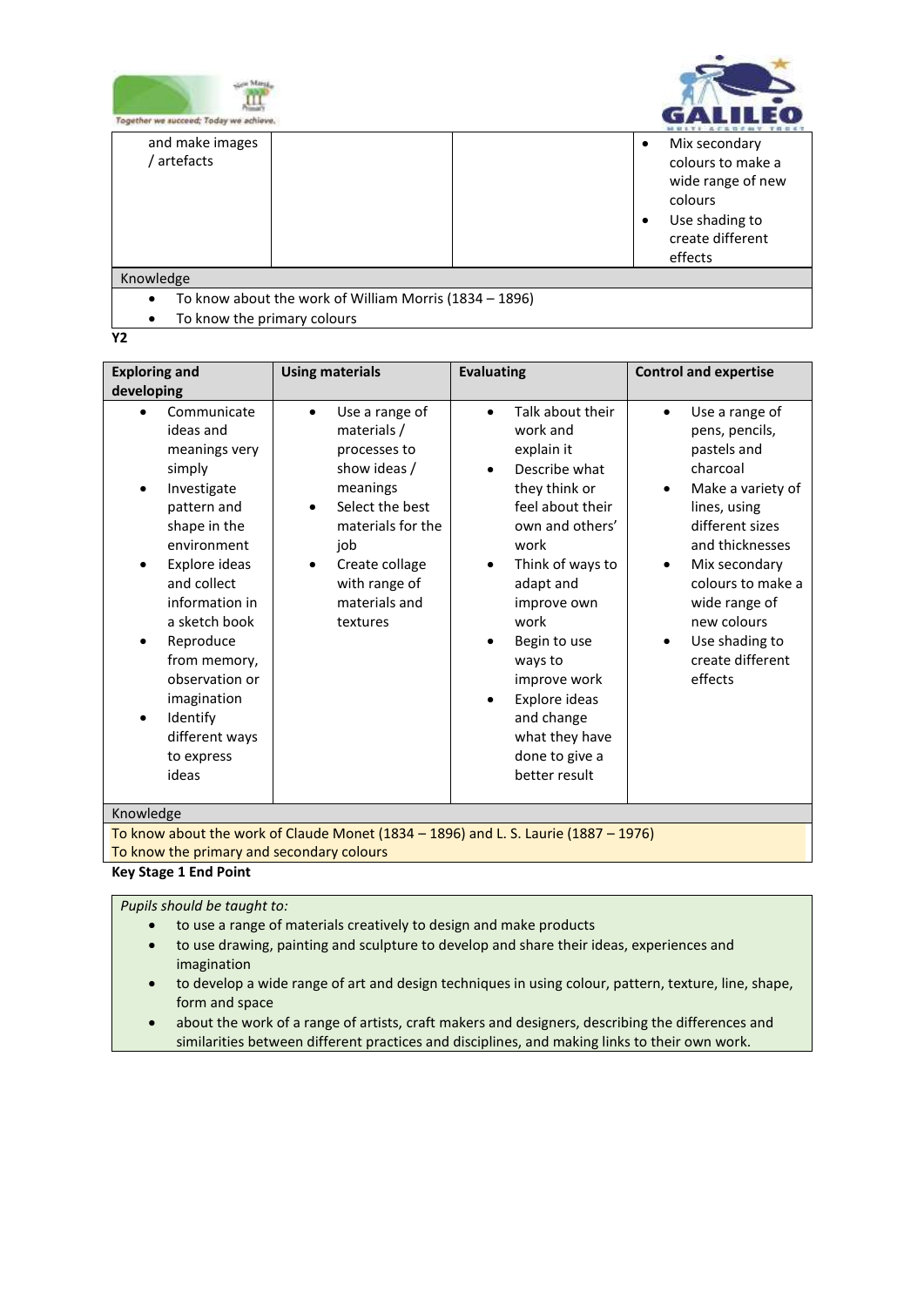| and make images / artefacts | | | • Mix secondary colours to make a wide range of new colours<br>• Use shading to create different effects |
|---|---|---|---|

Knowledge

- To know about the work of William Morris (1834 – 1896)
- To know the primary colours

**Y2**

| Exploring and developing | Using materials | Evaluating | Control and expertise |
|---|---|---|---|
| • Communicate ideas and meanings very simply<br>• Investigate pattern and shape in the environment<br>• Explore ideas and collect information in a sketch book<br>• Reproduce from memory, observation or imagination<br>• Identify different ways to express ideas | • Use a range of materials / processes to show ideas / meanings<br>• Select the best materials for the job<br>• Create collage with range of materials and textures | • Talk about their work and explain it<br>• Describe what they think or feel about their own and others' work<br>• Think of ways to adapt and improve own work<br>• Begin to use ways to improve work<br>• Explore ideas and change what they have done to give a better result | • Use a range of pens, pencils, pastels and charcoal<br>• Make a variety of lines, using different sizes and thicknesses<br>• Mix secondary colours to make a wide range of new colours<br>• Use shading to create different effects |

Knowledge

To know about the work of Claude Monet (1834 – 1896) and L. S. Laurie (1887 – 1976)
To know the primary and secondary colours

**Key Stage 1 End Point**

*Pupils should be taught to:*

- to use a range of materials creatively to design and make products
- to use drawing, painting and sculpture to develop and share their ideas, experiences and imagination
- to develop a wide range of art and design techniques in using colour, pattern, texture, line, shape, form and space
- about the work of a range of artists, craft makers and designers, describing the differences and similarities between different practices and disciplines, and making links to their own work.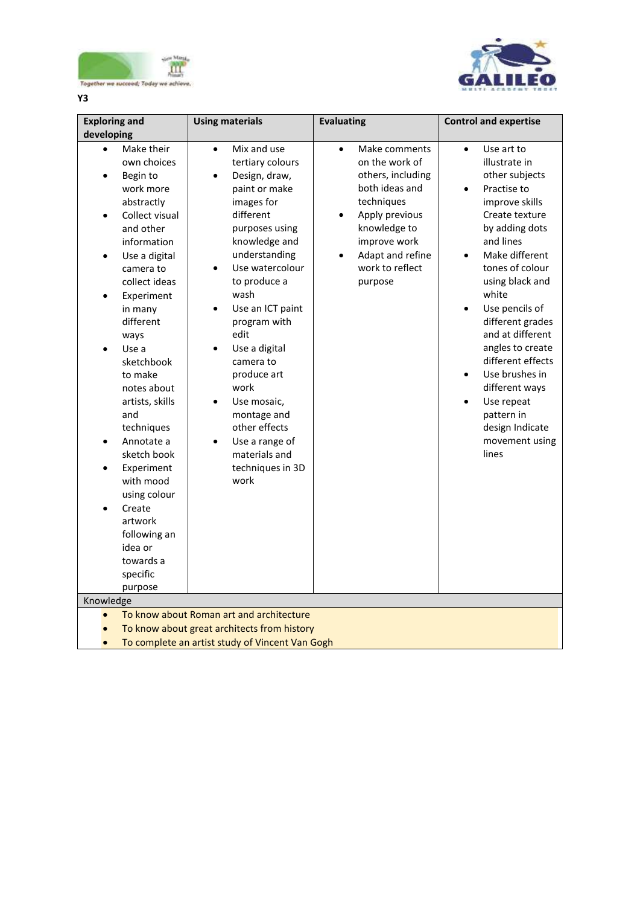**Y3**

| Exploring and developing | Using materials | Evaluating | Control and expertise |
|---|---|---|---|
| • Make their own choices<br>• Begin to work more abstractly<br>• Collect visual and other information<br>• Use a digital camera to collect ideas<br>• Experiment in many different ways<br>• Use a sketchbook to make notes about artists, skills and techniques<br>• Annotate a sketch book<br>• Experiment with mood using colour<br>• Create artwork following an idea or towards a specific purpose | • Mix and use tertiary colours<br>• Design, draw, paint or make images for different purposes using knowledge and understanding<br>• Use watercolour to produce a wash<br>• Use an ICT paint program with edit<br>• Use a digital camera to produce art work<br>• Use mosaic, montage and other effects<br>• Use a range of materials and techniques in 3D work | • Make comments on the work of others, including both ideas and techniques<br>• Apply previous knowledge to improve work<br>• Adapt and refine work to reflect purpose | • Use art to illustrate in other subjects<br>• Practise to improve skills Create texture by adding dots and lines<br>• Make different tones of colour using black and white<br>• Use pencils of different grades and at different angles to create different effects<br>• Use brushes in different ways<br>• Use repeat pattern in design Indicate movement using lines |
| Knowledge | | | |
| • To know about Roman art and architecture<br>• To know about great architects from history<br>• To complete an artist study of Vincent Van Gogh | | | |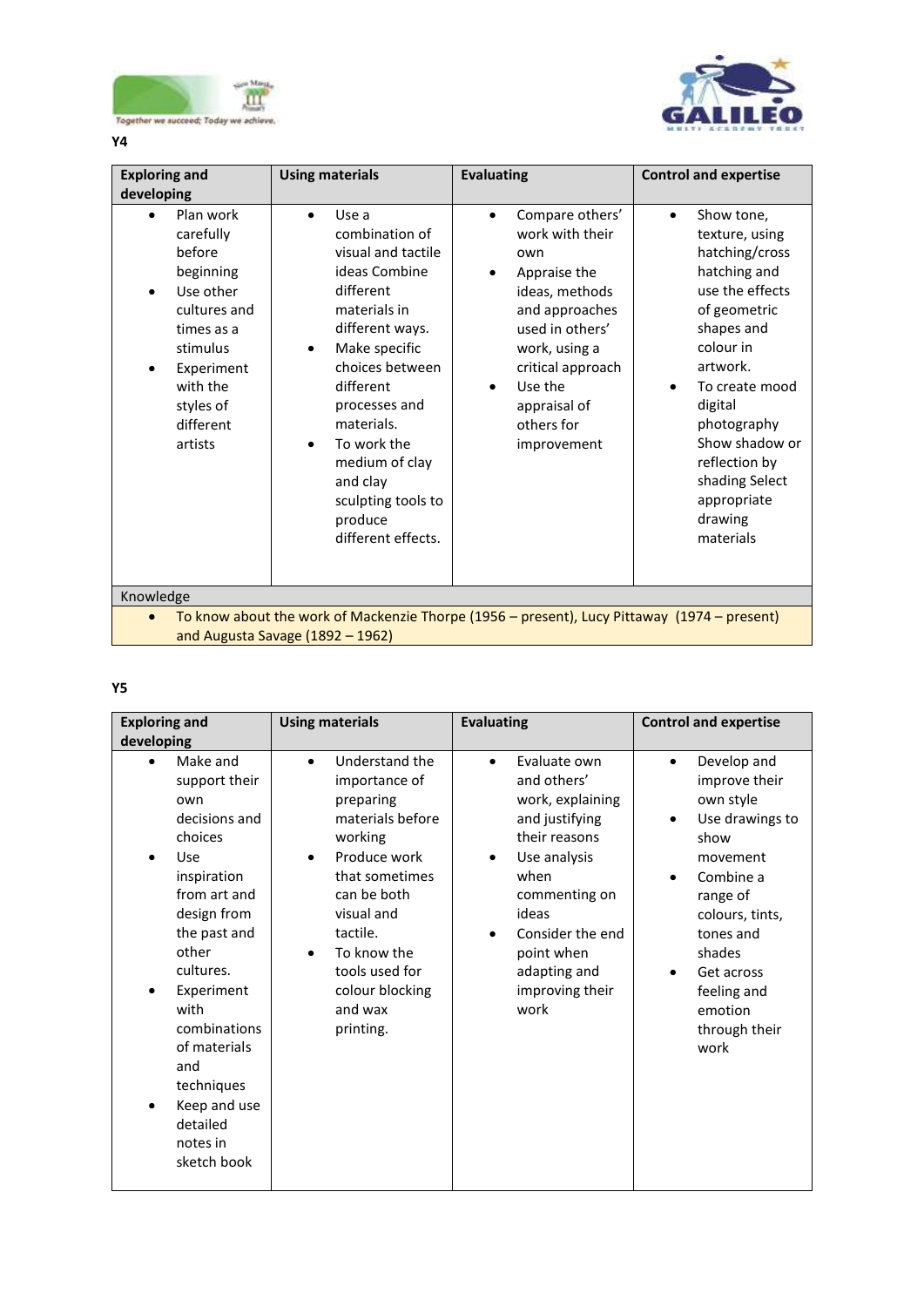**Y4**

| Exploring and developing | Using materials | Evaluating | Control and expertise |
|---|---|---|---|
| • Plan work carefully before beginning<br>• Use other cultures and times as a stimulus<br>• Experiment with the styles of different artists | • Use a combination of visual and tactile ideas Combine different materials in different ways.<br>• Make specific choices between different processes and materials.<br>• To work the medium of clay and clay sculpting tools to produce different effects. | • Compare others' work with their own<br>• Appraise the ideas, methods and approaches used in others' work, using a critical approach<br>• Use the appraisal of others for improvement | • Show tone, texture, using hatching/cross hatching and use the effects of geometric shapes and colour in artwork.<br>• To create mood digital photography Show shadow or reflection by shading Select appropriate drawing materials |
| Knowledge | | | |
| • To know about the work of Mackenzie Thorpe (1956 – present), Lucy Pittaway (1974 – present) and Augusta Savage (1892 – 1962) | | | |

**Y5**

| Exploring and developing | Using materials | Evaluating | Control and expertise |
|---|---|---|---|
| • Make and support their own decisions and choices<br>• Use inspiration from art and design from the past and other cultures.<br>• Experiment with combinations of materials and techniques<br>• Keep and use detailed notes in sketch book | • Understand the importance of preparing materials before working<br>• Produce work that sometimes can be both visual and tactile.<br>• To know the tools used for colour blocking and wax printing. | • Evaluate own and others' work, explaining and justifying their reasons<br>• Use analysis when commenting on ideas<br>• Consider the end point when adapting and improving their work | • Develop and improve their own style<br>• Use drawings to show movement<br>• Combine a range of colours, tints, tones and shades<br>• Get across feeling and emotion through their work |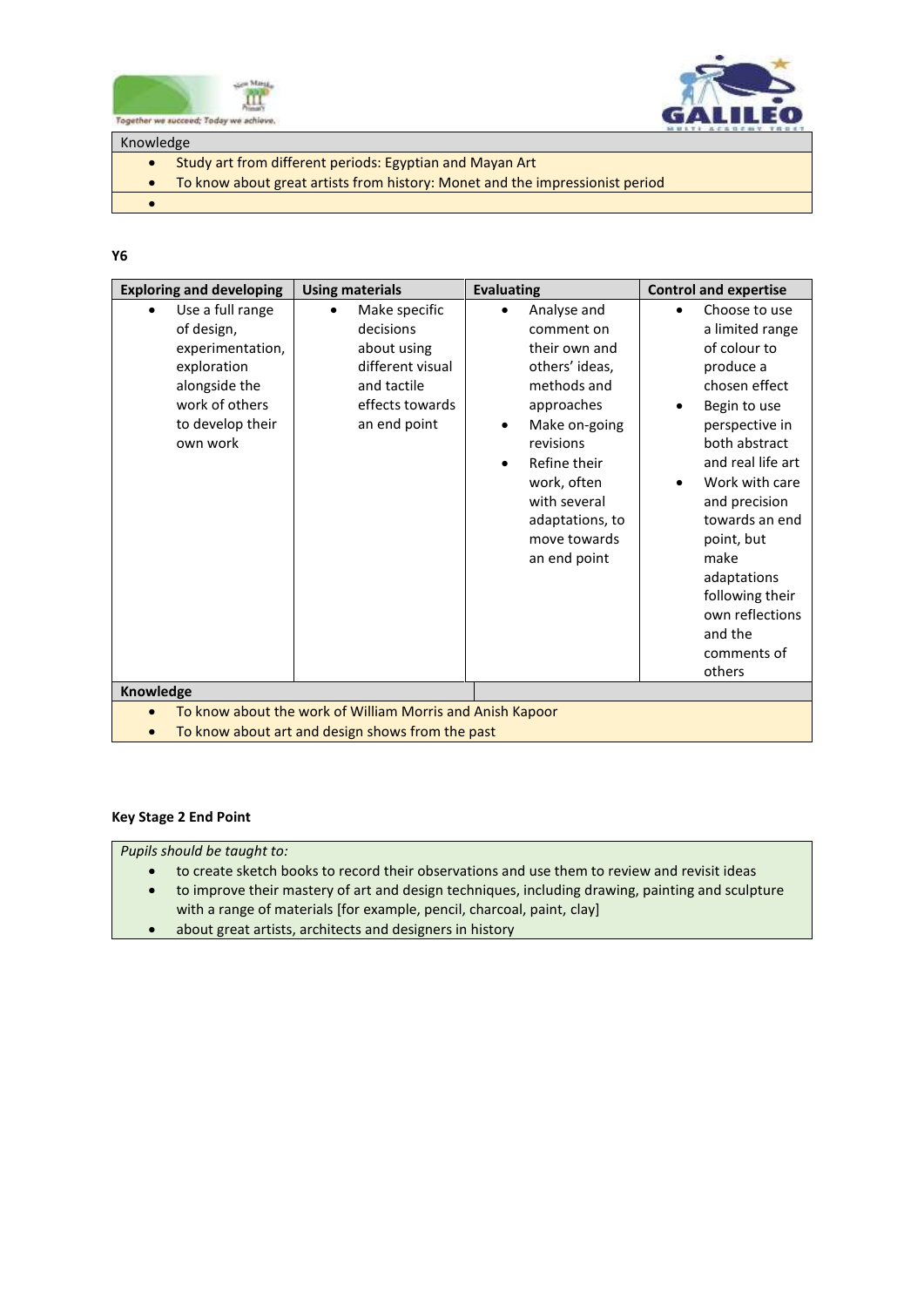| Knowledge |
|---|
| • Study art from different periods: Egyptian and Mayan Art<br>• To know about great artists from history: Monet and the impressionist period<br>• |

**Y6**

| Exploring and developing | Using materials | Evaluating | Control and expertise |
|---|---|---|---|
| • Use a full range of design, experimentation, exploration alongside the work of others to develop their own work | • Make specific decisions about using different visual and tactile effects towards an end point | • Analyse and comment on their own and others' ideas, methods and approaches<br>• Make on-going revisions<br>• Refine their work, often with several adaptations, to move towards an end point | • Choose to use a limited range of colour to produce a chosen effect<br>• Begin to use perspective in both abstract and real life art<br>• Work with care and precision towards an end point, but make adaptations following their own reflections and the comments of others |
| **Knowledge** | | | |
| • To know about the work of William Morris and Anish Kapoor<br>• To know about art and design shows from the past | | | |

**Key Stage 2 End Point**

*Pupils should be taught to:*

- to create sketch books to record their observations and use them to review and revisit ideas
- to improve their mastery of art and design techniques, including drawing, painting and sculpture with a range of materials [for example, pencil, charcoal, paint, clay]
- about great artists, architects and designers in history